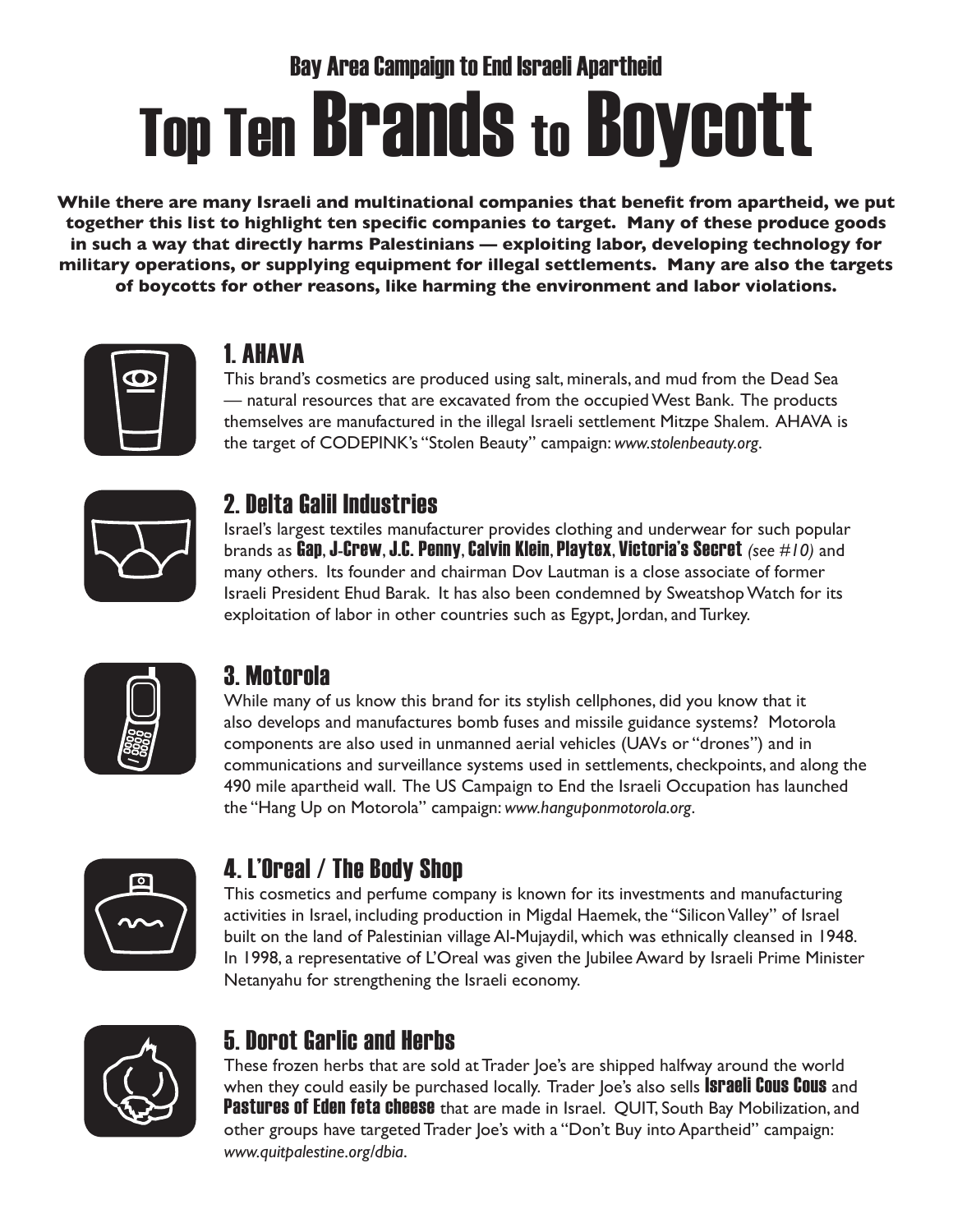Bay Area Campaign to End Israeli Apartheid

# Top Ten Brands to Boycott

**While there are many Israeli and multinational companies that benefit from apartheid, we put together this list to highlight ten specific companies to target. Many of these produce goods in such a way that directly harms Palestinians — exploiting labor, developing technology for military operations, or supplying equipment for illegal settlements. Many are also the targets of boycotts for other reasons, like harming the environment and labor violations.**

## 1. AHAVA

This brand's cosmetics are produced using salt, minerals, and mud from the Dead Sea — natural resources that are excavated from the occupied West Bank. The products themselves are manufactured in the illegal Israeli settlement Mitzpe Shalem. AHAVA is the target of CODEPINK's "Stolen Beauty" campaign: *www.stolenbeauty.org*.

## 2. Delta Galil Industries

Israel's largest textiles manufacturer provides clothing and underwear for such popular brands as **Gap**, **J-Crew**, **J.C. Penny**, **Calvin Klein**, **Playtex**, **Victoria's Secret** *(see #10)* and many others. Its founder and chairman Dov Lautman is a close associate of former Israeli President Ehud Barak. It has also been condemned by Sweatshop Watch for its exploitation of labor in other countries such as Egypt, Jordan, and Turkey.

## 3. Motorola

While many of us know this brand for its stylish cellphones, did you know that it also develops and manufactures bomb fuses and missile guidance systems? Motorola components are also used in unmanned aerial vehicles (UAVs or "drones") and in communications and surveillance systems used in settlements, checkpoints, and along the 490 mile apartheid wall. The US Campaign to End the Israeli Occupation has launched the "Hang Up on Motorola" campaign: *www.hanguponmotorola.org*.

## 4. L'Oreal / The Body Shop

This cosmetics and perfume company is known for its investments and manufacturing activities in Israel, including production in Migdal Haemek, the "Silicon Valley" of Israel built on the land of Palestinian village Al-Mujaydil, which was ethnically cleansed in 1948. In 1998, a representative of L'Oreal was given the Jubilee Award by Israeli Prime Minister Netanyahu for strengthening the Israeli economy.

## 5. Dorot Garlic and Herbs

These frozen herbs that are sold at Trader Joe's are shipped halfway around the world when they could easily be purchased locally. Trader Joe's also sells **Israeli Cous Cous** and **Pastures of Eden feta cheese** that are made in Israel. QUIT, South Bay Mobilization, and other groups have targeted Trader Joe's with a "Don't Buy into Apartheid" campaign: *www.quitpalestine.org/dbia*.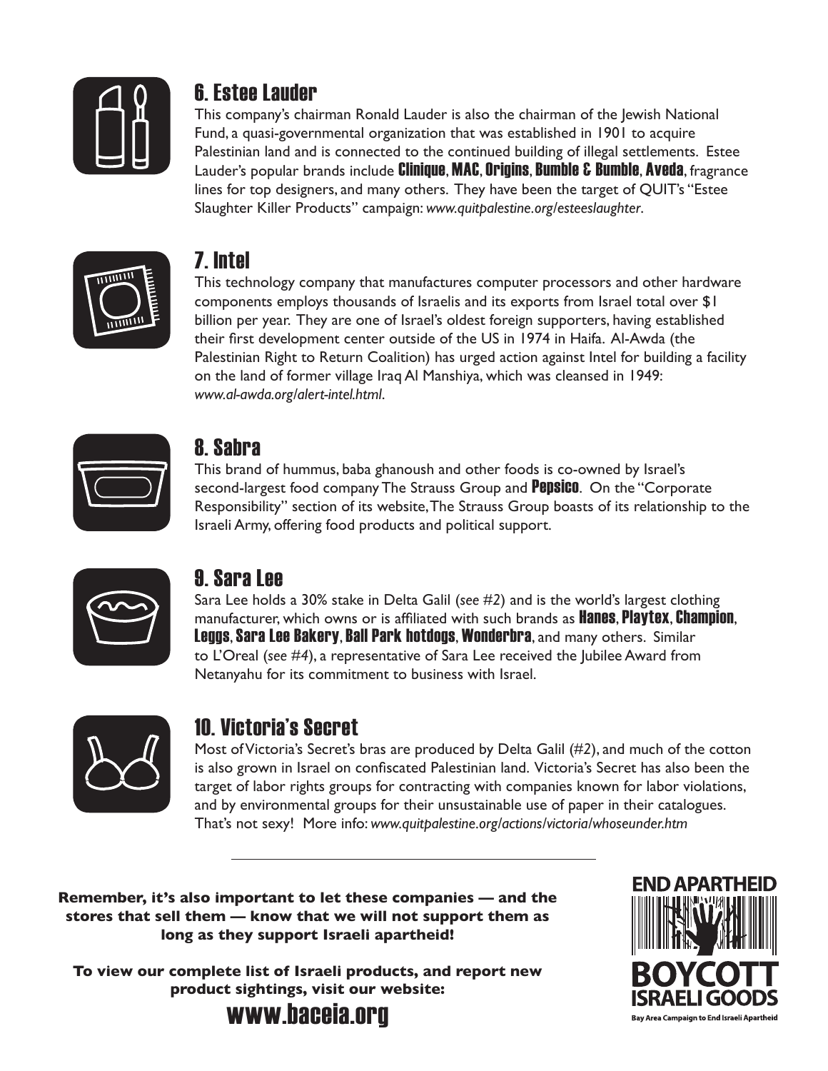## 6. Estee Lauder

This company's chairman Ronald Lauder is also the chairman of the Jewish National Fund, a quasi-governmental organization that was established in 1901 to acquire Palestinian land and is connected to the continued building of illegal settlements. Estee Lauder's popular brands include **Clinique**, **MAC**, **Origins**, **Bumble & Bumble**, **Aveda**, fragrance lines for top designers, and many others. They have been the target of QUIT's "Estee Slaughter Killer Products" campaign: *www.quitpalestine.org/esteeslaughter*.

## 7. Intel

This technology company that manufactures computer processors and other hardware components employs thousands of Israelis and its exports from Israel total over $1 billion per year. They are one of Israel's oldest foreign supporters, having established their first development center outside of the US in 1974 in Haifa. Al-Awda (the Palestinian Right to Return Coalition) has urged action against Intel for building a facility on the land of former village Iraq Al Manshiya, which was cleansed in 1949: *www.al-awda.org/alert-intel.html*.

## 8. Sabra

This brand of hummus, baba ghanoush and other foods is co-owned by Israel's second-largest food company The Strauss Group and **Pepsico**. On the "Corporate Responsibility" section of its website, The Strauss Group boasts of its relationship to the Israeli Army, offering food products and political support.

## 9. Sara Lee

Sara Lee holds a 30% stake in Delta Galil (*see #2*) and is the world's largest clothing manufacturer, which owns or is affiliated with such brands as **Hanes**, **Playtex**, **Champion**, **Leggs**, **Sara Lee Bakery**, **Ball Park hotdogs**, **Wonderbra**, and many others. Similar to L'Oreal (*see #4*), a representative of Sara Lee received the Jubilee Award from Netanyahu for its commitment to business with Israel.

## 10. Victoria's Secret

Most of Victoria's Secret's bras are produced by Delta Galil (*#2*), and much of the cotton is also grown in Israel on confiscated Palestinian land. Victoria's Secret has also been the target of labor rights groups for contracting with companies known for labor violations, and by environmental groups for their unsustainable use of paper in their catalogues. That's not sexy! More info: *www.quitpalestine.org/actions/victoria/whoseunder.htm*

---

**Remember, it's also important to let these companies — and the stores that sell them — know that we will not support them as long as they support Israeli apartheid!**

**To view our complete list of Israeli products, and report new product sightings, visit our website:**

**www.baceia.org**

END APARTHEID

BOYCOTT ISRAELI GOODS

Bay Area Campaign to End Israeli Apartheid